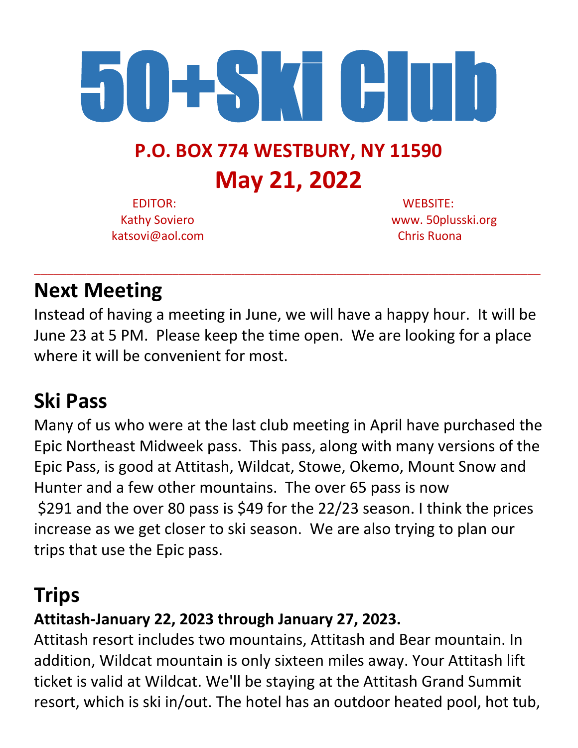# 50+Ski Club

**P.O. BOX 774 WESTBURY, NY 11590**

**May 21, 2022**

EDITOR:
Kathy Soviero
katsovi@aol.com

WEBSITE:
www. 50plusski.org
Chris Ruona

---

## Next Meeting

Instead of having a meeting in June, we will have a happy hour. It will be June 23 at 5 PM. Please keep the time open. We are looking for a place where it will be convenient for most.

## Ski Pass

Many of us who were at the last club meeting in April have purchased the Epic Northeast Midweek pass. This pass, along with many versions of the Epic Pass, is good at Attitash, Wildcat, Stowe, Okemo, Mount Snow and Hunter and a few other mountains. The over 65 pass is now $291 and the over 80 pass is $49 for the 22/23 season. I think the prices increase as we get closer to ski season. We are also trying to plan our trips that use the Epic pass.

## Trips

**Attitash-January 22, 2023 through January 27, 2023.**

Attitash resort includes two mountains, Attitash and Bear mountain. In addition, Wildcat mountain is only sixteen miles away. Your Attitash lift ticket is valid at Wildcat. We'll be staying at the Attitash Grand Summit resort, which is ski in/out. The hotel has an outdoor heated pool, hot tub,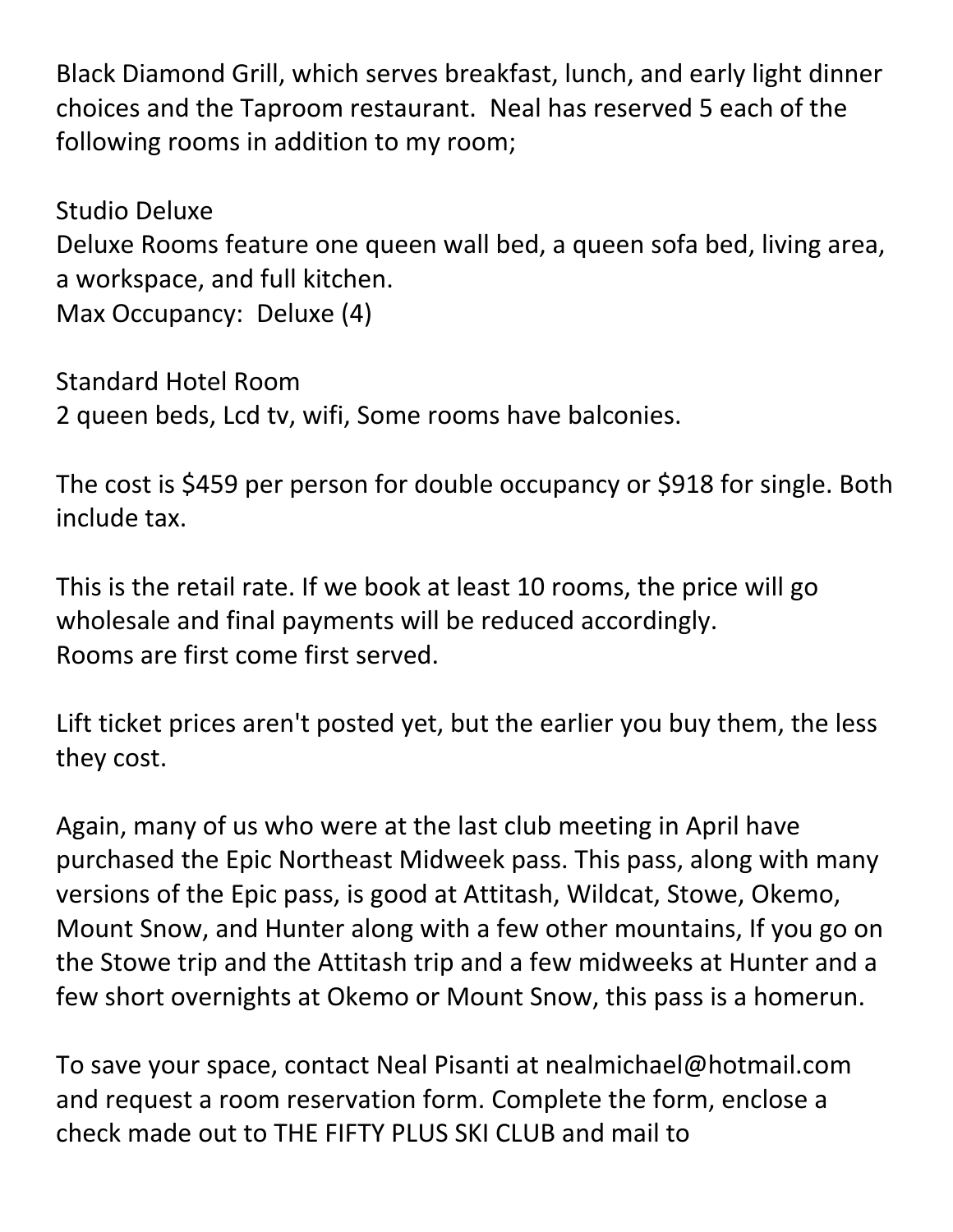Black Diamond Grill, which serves breakfast, lunch, and early light dinner choices and the Taproom restaurant. Neal has reserved 5 each of the following rooms in addition to my room;

Studio Deluxe
Deluxe Rooms feature one queen wall bed, a queen sofa bed, living area, a workspace, and full kitchen.
Max Occupancy: Deluxe (4)

Standard Hotel Room
2 queen beds, Lcd tv, wifi, Some rooms have balconies.

The cost is $459 per person for double occupancy or $918 for single. Both include tax.

This is the retail rate. If we book at least 10 rooms, the price will go wholesale and final payments will be reduced accordingly.
Rooms are first come first served.

Lift ticket prices aren't posted yet, but the earlier you buy them, the less they cost.

Again, many of us who were at the last club meeting in April have purchased the Epic Northeast Midweek pass. This pass, along with many versions of the Epic pass, is good at Attitash, Wildcat, Stowe, Okemo, Mount Snow, and Hunter along with a few other mountains, If you go on the Stowe trip and the Attitash trip and a few midweeks at Hunter and a few short overnights at Okemo or Mount Snow, this pass is a homerun.

To save your space, contact Neal Pisanti at nealmichael@hotmail.com and request a room reservation form. Complete the form, enclose a check made out to THE FIFTY PLUS SKI CLUB and mail to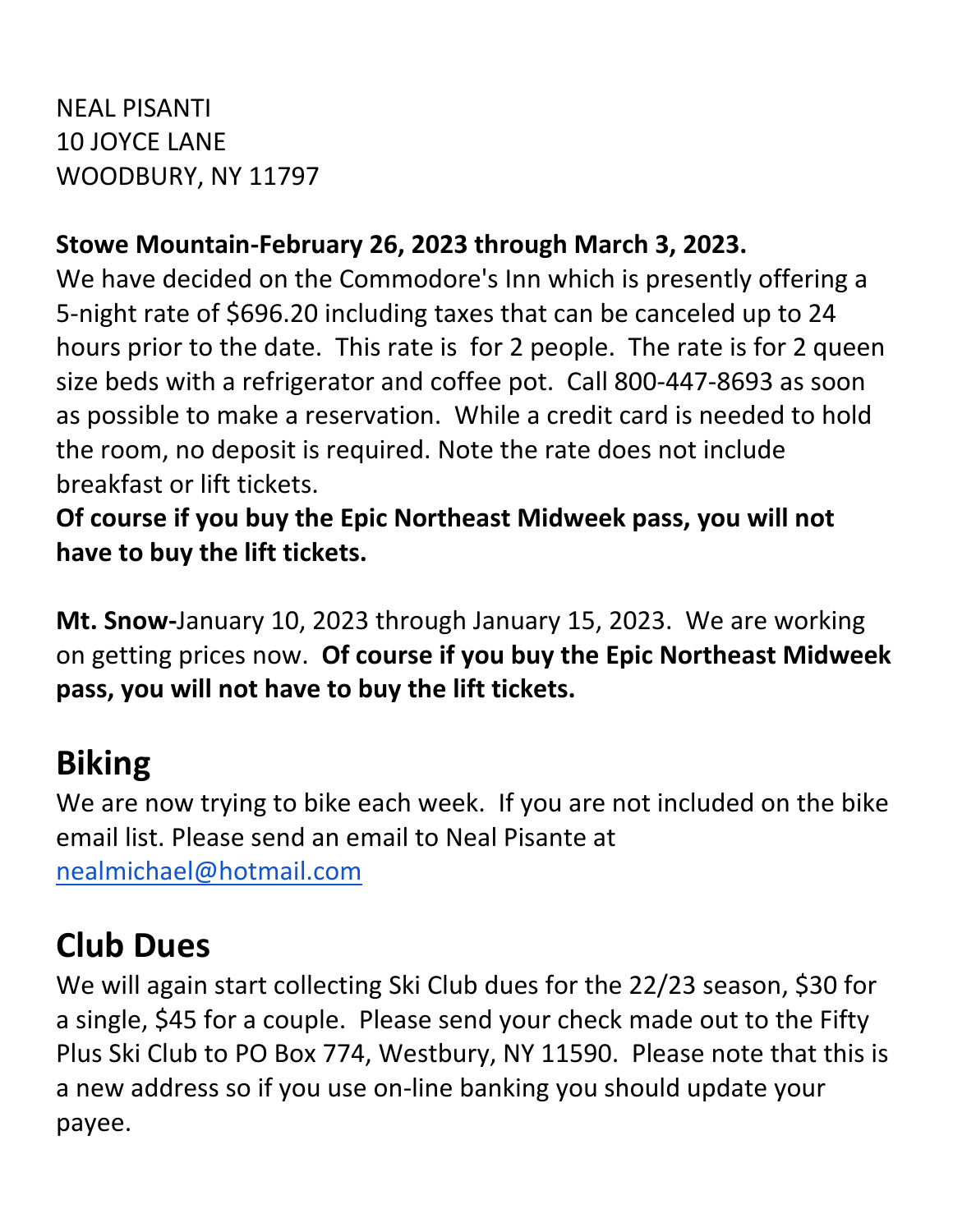NEAL PISANTI
10 JOYCE LANE
WOODBURY, NY 11797

**Stowe Mountain-February 26, 2023 through March 3, 2023.**
We have decided on the Commodore's Inn which is presently offering a 5-night rate of $696.20 including taxes that can be canceled up to 24 hours prior to the date. This rate is for 2 people. The rate is for 2 queen size beds with a refrigerator and coffee pot. Call 800-447-8693 as soon as possible to make a reservation. While a credit card is needed to hold the room, no deposit is required. Note the rate does not include breakfast or lift tickets.
**Of course if you buy the Epic Northeast Midweek pass, you will not have to buy the lift tickets.**

**Mt. Snow-**January 10, 2023 through January 15, 2023. We are working on getting prices now. **Of course if you buy the Epic Northeast Midweek pass, you will not have to buy the lift tickets.**

## Biking

We are now trying to bike each week. If you are not included on the bike email list. Please send an email to Neal Pisante at [nealmichael@hotmail.com](mailto:nealmichael@hotmail.com)

## Club Dues

We will again start collecting Ski Club dues for the 22/23 season, $30 for a single, $45 for a couple. Please send your check made out to the Fifty Plus Ski Club to PO Box 774, Westbury, NY 11590. Please note that this is a new address so if you use on-line banking you should update your payee.